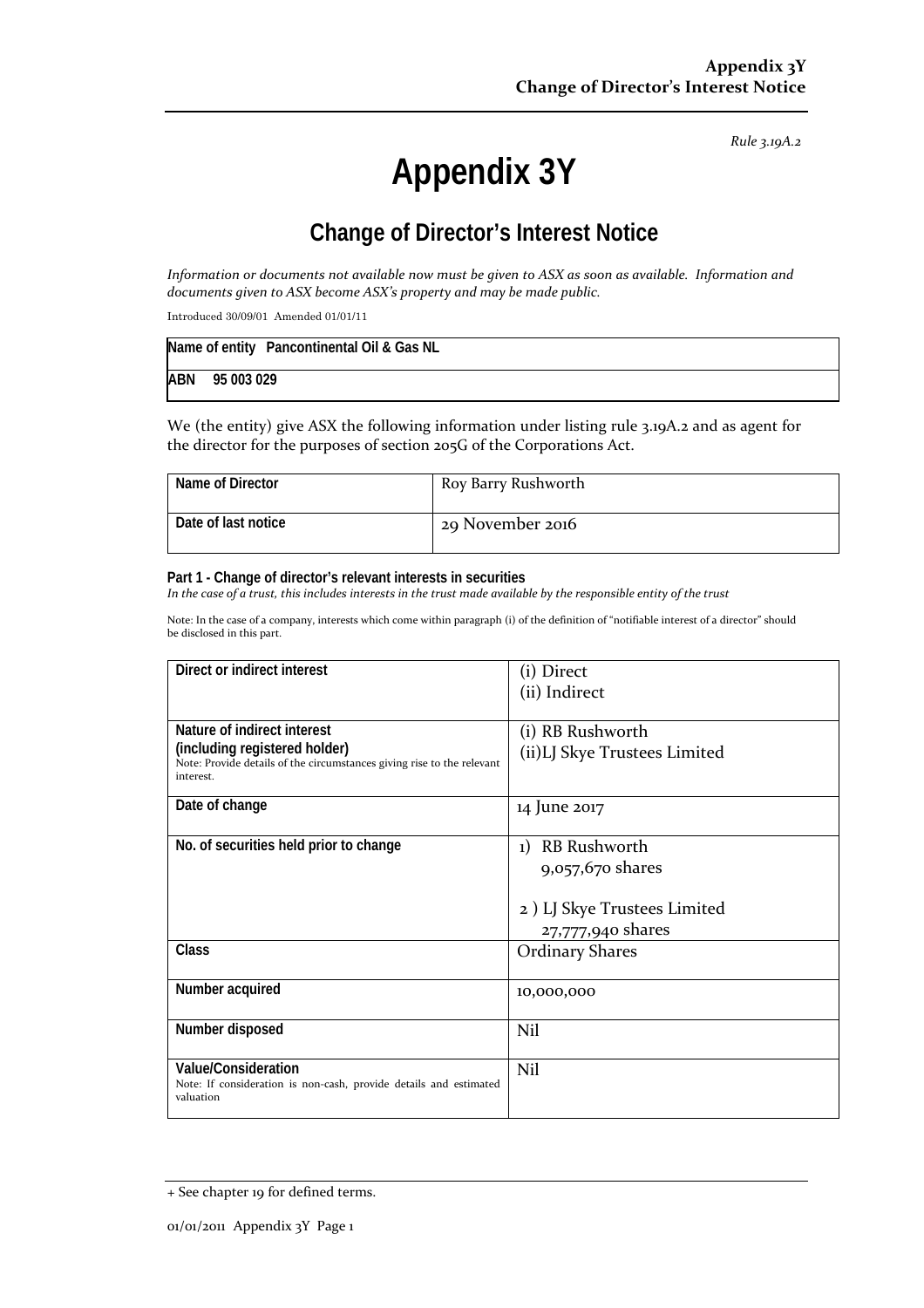Rule 3.19A.2

# Appendix 3Y

## Change of Director's Interest Notice

*Information or documents not available now must be given to ASX as soon as available. Information and documents given to ASX become ASX's property and may be made public.*

Introduced 30/09/01 Amended 01/01/11

| | |
|---|---|
| Name of entity Pancontinental Oil & Gas NL | |
| ABN 95 003 029 | |

We (the entity) give ASX the following information under listing rule 3.19A.2 and as agent for the director for the purposes of section 205G of the Corporations Act.

| | |
|---|---|
| Name of Director | Roy Barry Rushworth |
| Date of last notice | 29 November 2016 |

**Part 1 - Change of director's relevant interests in securities**

*In the case of a trust, this includes interests in the trust made available by the responsible entity of the trust*

Note: In the case of a company, interests which come within paragraph (i) of the definition of "notifiable interest of a director" should be disclosed in this part.

| | |
|---|---|
| Direct or indirect interest | (i) Direct<br>(ii) Indirect |
| Nature of indirect interest<br>(including registered holder)<br>Note: Provide details of the circumstances giving rise to the relevant interest. | (i) RB Rushworth<br>(ii)LJ Skye Trustees Limited |
| Date of change | 14 June 2017 |
| No. of securities held prior to change | 1) RB Rushworth<br>9,057,670 shares<br><br>2 ) LJ Skye Trustees Limited<br>27,777,940 shares |
| Class | Ordinary Shares |
| Number acquired | 10,000,000 |
| Number disposed | Nil |
| Value/Consideration<br>Note: If consideration is non-cash, provide details and estimated valuation | Nil |

+ See chapter 19 for defined terms.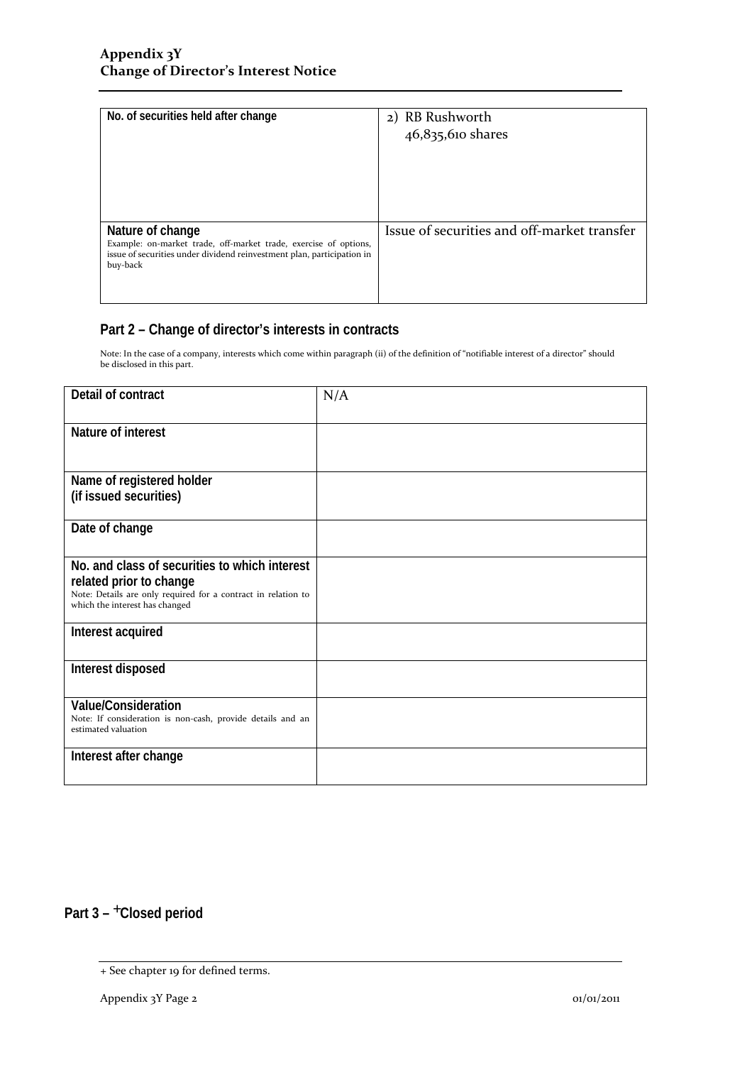| | |
|---|---|
| No. of securities held after change | 2) RB Rushworth<br>46,835,610 shares |
| Nature of change<br>Example: on-market trade, off-market trade, exercise of options, issue of securities under dividend reinvestment plan, participation in buy-back | Issue of securities and off-market transfer |

## Part 2 – Change of director's interests in contracts

Note: In the case of a company, interests which come within paragraph (ii) of the definition of "notifiable interest of a director" should be disclosed in this part.

| | |
|---|---|
| Detail of contract | N/A |
| Nature of interest | |
| Name of registered holder<br>(if issued securities) | |
| Date of change | |
| No. and class of securities to which interest related prior to change<br>Note: Details are only required for a contract in relation to which the interest has changed | |
| Interest acquired | |
| Interest disposed | |
| Value/Consideration<br>Note: If consideration is non-cash, provide details and an estimated valuation | |
| Interest after change | |

## Part 3 – +Closed period

+ See chapter 19 for defined terms.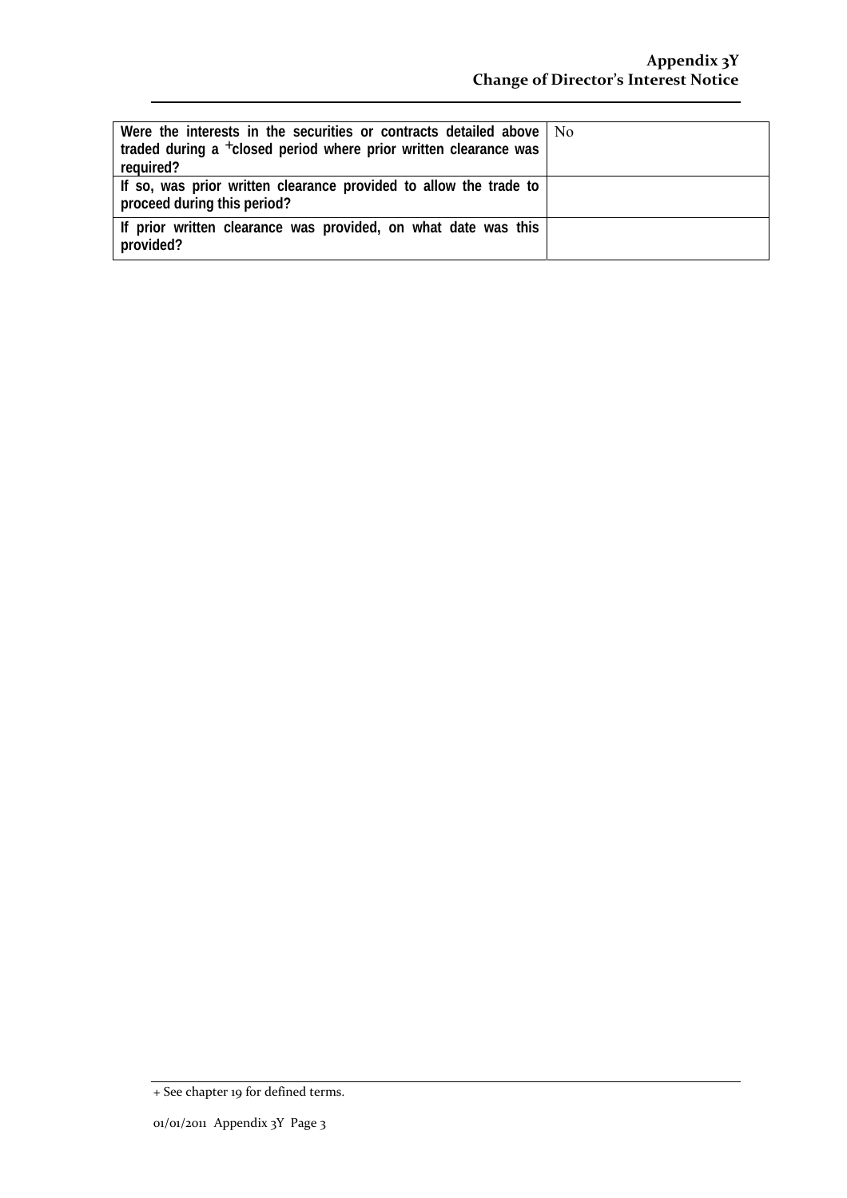| | |
|---|---|
| **Were the interests in the securities or contracts detailed above traded during a +closed period where prior written clearance was required?** | No |
| **If so, was prior written clearance provided to allow the trade to proceed during this period?** | |
| **If prior written clearance was provided, on what date was this provided?** | |

+ See chapter 19 for defined terms.